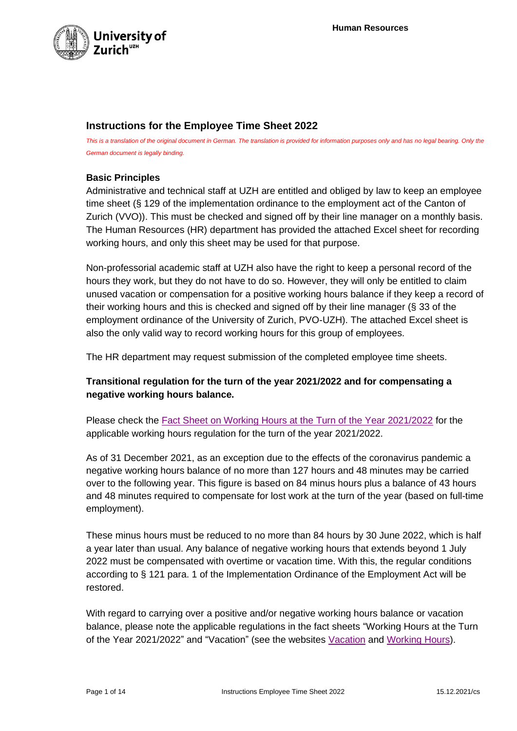# Instructions for the Employee Time Sheet 2022

*This is a translation of the original document in German. The translation is provided for information purposes only and has no legal bearing. Only the German document is legally binding.*

## Basic Principles

Administrative and technical staff at UZH are entitled and obliged by law to keep an employee time sheet (§ 129 of the implementation ordinance to the employment act of the Canton of Zurich (VVO)). This must be checked and signed off by their line manager on a monthly basis. The Human Resources (HR) department has provided the attached Excel sheet for recording working hours, and only this sheet may be used for that purpose.

Non-professorial academic staff at UZH also have the right to keep a personal record of the hours they work, but they do not have to do so. However, they will only be entitled to claim unused vacation or compensation for a positive working hours balance if they keep a record of their working hours and this is checked and signed off by their line manager (§ 33 of the employment ordinance of the University of Zurich, PVO-UZH). The attached Excel sheet is also the only valid way to record working hours for this group of employees.

The HR department may request submission of the completed employee time sheets.

## Transitional regulation for the turn of the year 2021/2022 and for compensating a negative working hours balance.

Please check the Fact Sheet on Working Hours at the Turn of the Year 2021/2022 for the applicable working hours regulation for the turn of the year 2021/2022.

As of 31 December 2021, as an exception due to the effects of the coronavirus pandemic a negative working hours balance of no more than 127 hours and 48 minutes may be carried over to the following year. This figure is based on 84 minus hours plus a balance of 43 hours and 48 minutes required to compensate for lost work at the turn of the year (based on full-time employment).

These minus hours must be reduced to no more than 84 hours by 30 June 2022, which is half a year later than usual. Any balance of negative working hours that extends beyond 1 July 2022 must be compensated with overtime or vacation time. With this, the regular conditions according to § 121 para. 1 of the Implementation Ordinance of the Employment Act will be restored.

With regard to carrying over a positive and/or negative working hours balance or vacation balance, please note the applicable regulations in the fact sheets "Working Hours at the Turn of the Year 2021/2022" and "Vacation" (see the websites Vacation and Working Hours).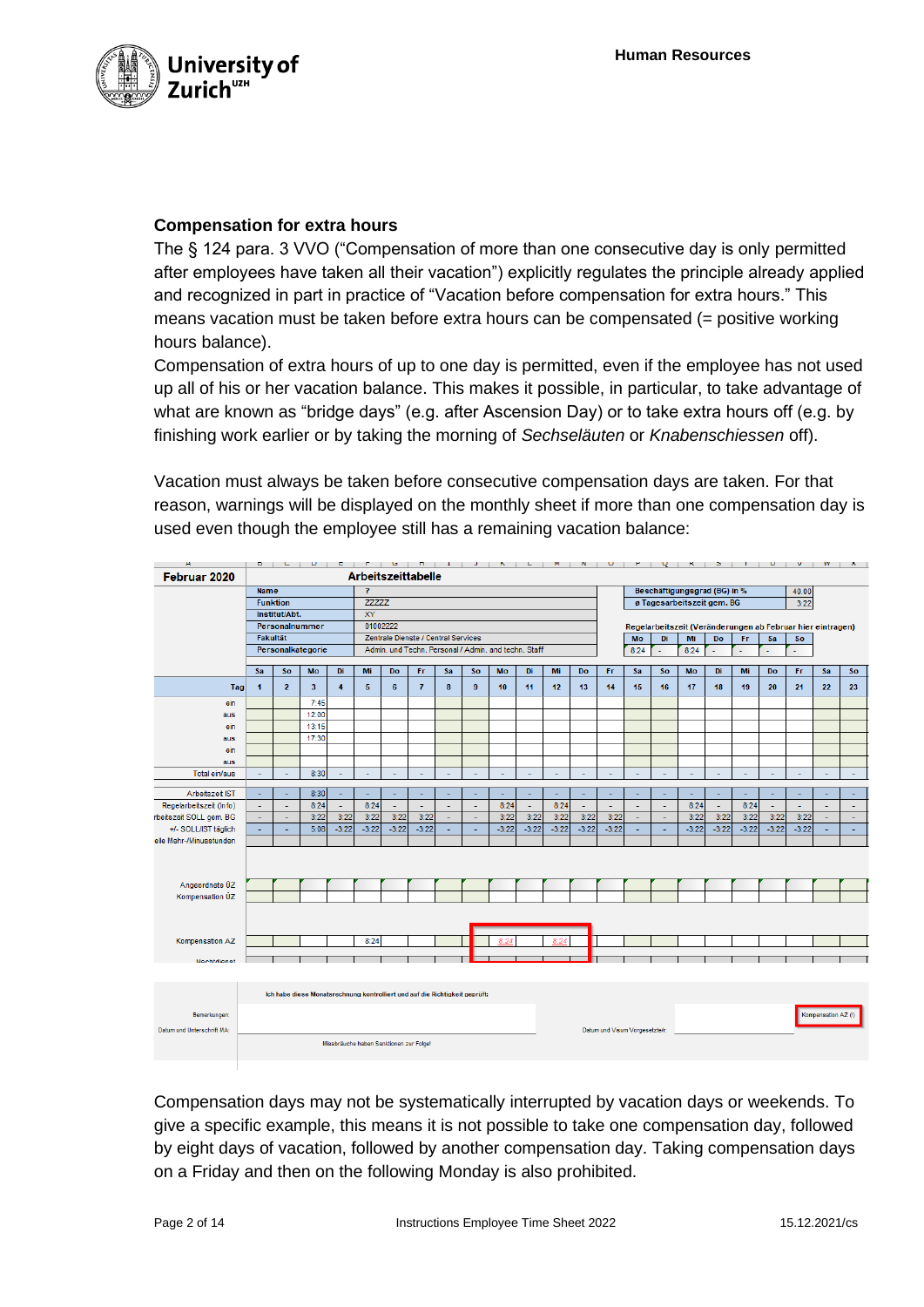### Compensation for extra hours

The § 124 para. 3 VVO ("Compensation of more than one consecutive day is only permitted after employees have taken all their vacation") explicitly regulates the principle already applied and recognized in part in practice of "Vacation before compensation for extra hours." This means vacation must be taken before extra hours can be compensated (= positive working hours balance).

Compensation of extra hours of up to one day is permitted, even if the employee has not used up all of his or her vacation balance. This makes it possible, in particular, to take advantage of what are known as "bridge days" (e.g. after Ascension Day) or to take extra hours off (e.g. by finishing work earlier or by taking the morning of *Sechseläuten* or *Knabenschiessen* off).

Vacation must always be taken before consecutive compensation days are taken. For that reason, warnings will be displayed on the monthly sheet if more than one compensation day is used even though the employee still has a remaining vacation balance:

Compensation days may not be systematically interrupted by vacation days or weekends. To give a specific example, this means it is not possible to take one compensation day, followed by eight days of vacation, followed by another compensation day. Taking compensation days on a Friday and then on the following Monday is also prohibited.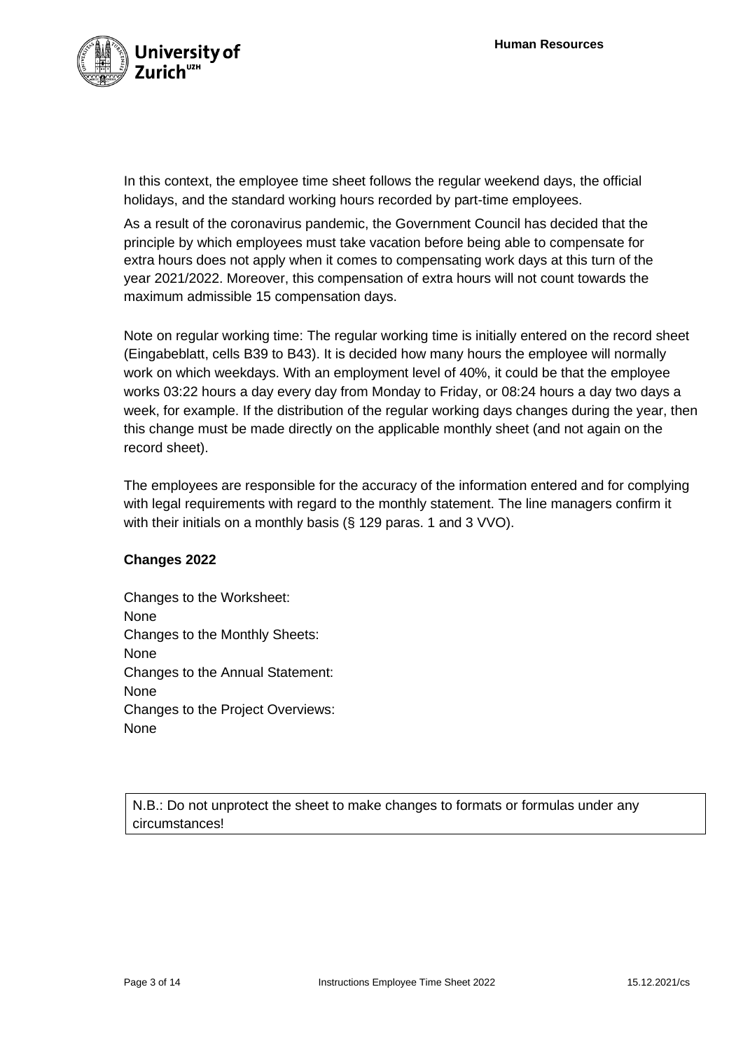In this context, the employee time sheet follows the regular weekend days, the official holidays, and the standard working hours recorded by part-time employees.

As a result of the coronavirus pandemic, the Government Council has decided that the principle by which employees must take vacation before being able to compensate for extra hours does not apply when it comes to compensating work days at this turn of the year 2021/2022. Moreover, this compensation of extra hours will not count towards the maximum admissible 15 compensation days.

Note on regular working time: The regular working time is initially entered on the record sheet (Eingabeblatt, cells B39 to B43). It is decided how many hours the employee will normally work on which weekdays. With an employment level of 40%, it could be that the employee works 03:22 hours a day every day from Monday to Friday, or 08:24 hours a day two days a week, for example. If the distribution of the regular working days changes during the year, then this change must be made directly on the applicable monthly sheet (and not again on the record sheet).

The employees are responsible for the accuracy of the information entered and for complying with legal requirements with regard to the monthly statement. The line managers confirm it with their initials on a monthly basis (§ 129 paras. 1 and 3 VVO).

**Changes 2022**

Changes to the Worksheet:
None
Changes to the Monthly Sheets:
None
Changes to the Annual Statement:
None
Changes to the Project Overviews:
None

N.B.: Do not unprotect the sheet to make changes to formats or formulas under any circumstances!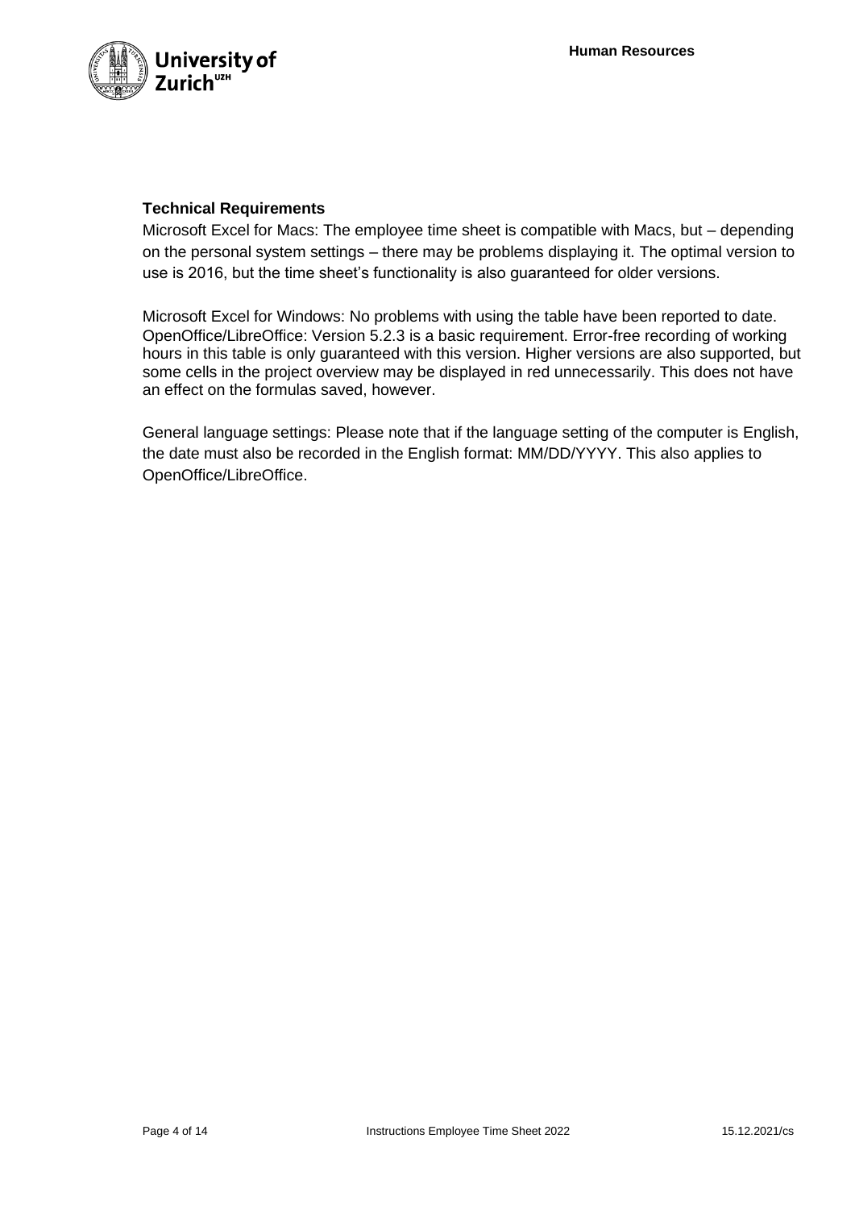**Technical Requirements**

Microsoft Excel for Macs: The employee time sheet is compatible with Macs, but – depending on the personal system settings – there may be problems displaying it. The optimal version to use is 2016, but the time sheet's functionality is also guaranteed for older versions.

Microsoft Excel for Windows: No problems with using the table have been reported to date. OpenOffice/LibreOffice: Version 5.2.3 is a basic requirement. Error-free recording of working hours in this table is only guaranteed with this version. Higher versions are also supported, but some cells in the project overview may be displayed in red unnecessarily. This does not have an effect on the formulas saved, however.

General language settings: Please note that if the language setting of the computer is English, the date must also be recorded in the English format: MM/DD/YYYY. This also applies to OpenOffice/LibreOffice.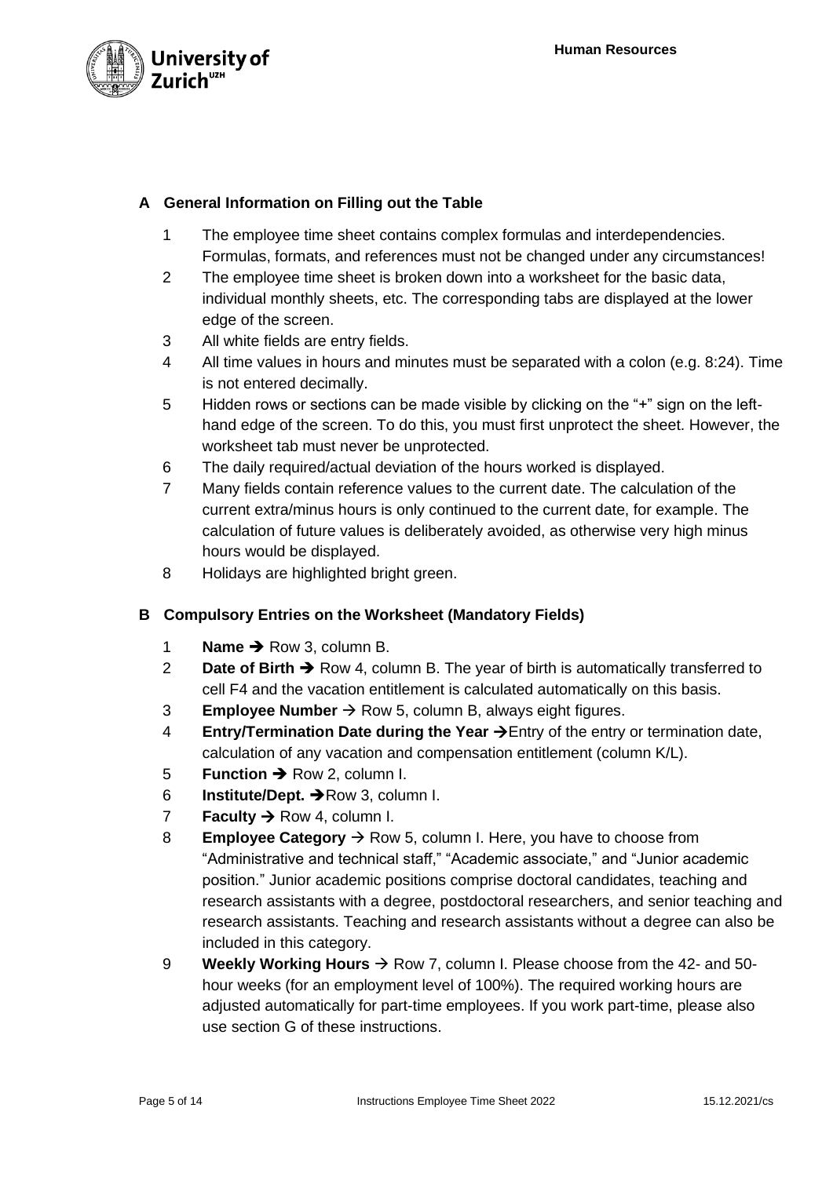## A General Information on Filling out the Table

1. The employee time sheet contains complex formulas and interdependencies. Formulas, formats, and references must not be changed under any circumstances!
2. The employee time sheet is broken down into a worksheet for the basic data, individual monthly sheets, etc. The corresponding tabs are displayed at the lower edge of the screen.
3. All white fields are entry fields.
4. All time values in hours and minutes must be separated with a colon (e.g. 8:24). Time is not entered decimally.
5. Hidden rows or sections can be made visible by clicking on the "+" sign on the left-hand edge of the screen. To do this, you must first unprotect the sheet. However, the worksheet tab must never be unprotected.
6. The daily required/actual deviation of the hours worked is displayed.
7. Many fields contain reference values to the current date. The calculation of the current extra/minus hours is only continued to the current date, for example. The calculation of future values is deliberately avoided, as otherwise very high minus hours would be displayed.
8. Holidays are highlighted bright green.

## B Compulsory Entries on the Worksheet (Mandatory Fields)

1. **Name** ➔ Row 3, column B.
2. **Date of Birth** ➔ Row 4, column B. The year of birth is automatically transferred to cell F4 and the vacation entitlement is calculated automatically on this basis.
3. **Employee Number** → Row 5, column B, always eight figures.
4. **Entry/Termination Date during the Year** ➔Entry of the entry or termination date, calculation of any vacation and compensation entitlement (column K/L).
5. **Function** ➔ Row 2, column I.
6. **Institute/Dept.** ➔Row 3, column I.
7. **Faculty** → Row 4, column I.
8. **Employee Category** → Row 5, column I. Here, you have to choose from "Administrative and technical staff," "Academic associate," and "Junior academic position." Junior academic positions comprise doctoral candidates, teaching and research assistants with a degree, postdoctoral researchers, and senior teaching and research assistants. Teaching and research assistants without a degree can also be included in this category.
9. **Weekly Working Hours** → Row 7, column I. Please choose from the 42- and 50-hour weeks (for an employment level of 100%). The required working hours are adjusted automatically for part-time employees. If you work part-time, please also use section G of these instructions.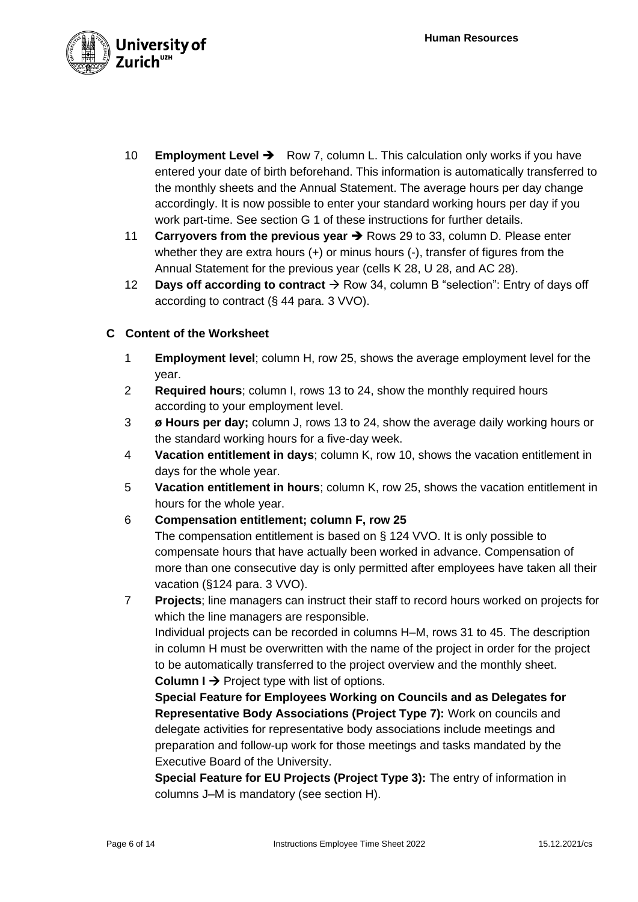10 **Employment Level** ➔ Row 7, column L. This calculation only works if you have entered your date of birth beforehand. This information is automatically transferred to the monthly sheets and the Annual Statement. The average hours per day change accordingly. It is now possible to enter your standard working hours per day if you work part-time. See section G 1 of these instructions for further details.

11 **Carryovers from the previous year** ➔ Rows 29 to 33, column D. Please enter whether they are extra hours (+) or minus hours (-), transfer of figures from the Annual Statement for the previous year (cells K 28, U 28, and AC 28).

12 **Days off according to contract** → Row 34, column B "selection": Entry of days off according to contract (§ 44 para. 3 VVO).

## C Content of the Worksheet

1 **Employment level**; column H, row 25, shows the average employment level for the year.

2 **Required hours**; column I, rows 13 to 24, show the monthly required hours according to your employment level.

3 **ø Hours per day;** column J, rows 13 to 24, show the average daily working hours or the standard working hours for a five-day week.

4 **Vacation entitlement in days**; column K, row 10, shows the vacation entitlement in days for the whole year.

5 **Vacation entitlement in hours**; column K, row 25, shows the vacation entitlement in hours for the whole year.

6 **Compensation entitlement; column F, row 25**
The compensation entitlement is based on § 124 VVO. It is only possible to compensate hours that have actually been worked in advance. Compensation of more than one consecutive day is only permitted after employees have taken all their vacation (§124 para. 3 VVO).

7 **Projects**; line managers can instruct their staff to record hours worked on projects for which the line managers are responsible.
Individual projects can be recorded in columns H–M, rows 31 to 45. The description in column H must be overwritten with the name of the project in order for the project to be automatically transferred to the project overview and the monthly sheet.
**Column I** → Project type with list of options.
**Special Feature for Employees Working on Councils and as Delegates for Representative Body Associations (Project Type 7):** Work on councils and delegate activities for representative body associations include meetings and preparation and follow-up work for those meetings and tasks mandated by the Executive Board of the University.
**Special Feature for EU Projects (Project Type 3):** The entry of information in columns J–M is mandatory (see section H).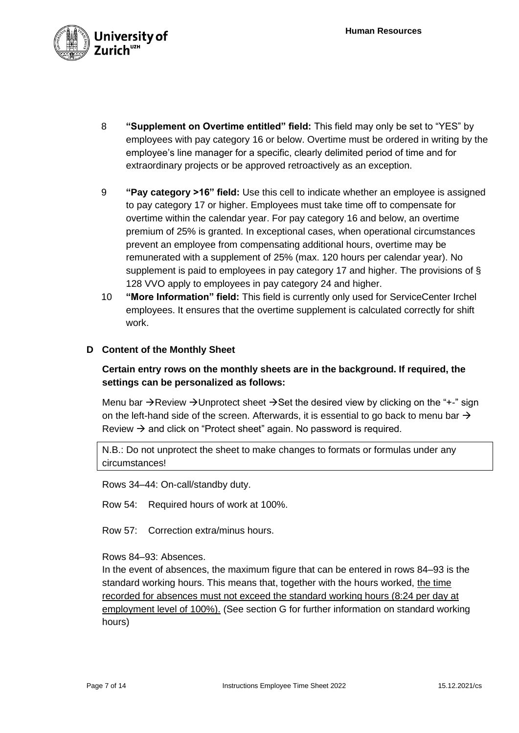8 **"Supplement on Overtime entitled" field:** This field may only be set to "YES" by employees with pay category 16 or below. Overtime must be ordered in writing by the employee's line manager for a specific, clearly delimited period of time and for extraordinary projects or be approved retroactively as an exception.

9 **"Pay category >16" field:** Use this cell to indicate whether an employee is assigned to pay category 17 or higher. Employees must take time off to compensate for overtime within the calendar year. For pay category 16 and below, an overtime premium of 25% is granted. In exceptional cases, when operational circumstances prevent an employee from compensating additional hours, overtime may be remunerated with a supplement of 25% (max. 120 hours per calendar year). No supplement is paid to employees in pay category 17 and higher. The provisions of § 128 VVO apply to employees in pay category 24 and higher.

10 **"More Information" field:** This field is currently only used for ServiceCenter Irchel employees. It ensures that the overtime supplement is calculated correctly for shift work.

## D Content of the Monthly Sheet

**Certain entry rows on the monthly sheets are in the background. If required, the settings can be personalized as follows:**

Menu bar → Review → Unprotect sheet → Set the desired view by clicking on the "+-" sign on the left-hand side of the screen. Afterwards, it is essential to go back to menu bar → Review → and click on "Protect sheet" again. No password is required.

N.B.: Do not unprotect the sheet to make changes to formats or formulas under any circumstances!

Rows 34–44: On-call/standby duty.

Row 54: Required hours of work at 100%.

Row 57: Correction extra/minus hours.

Rows 84–93: Absences.
In the event of absences, the maximum figure that can be entered in rows 84–93 is the standard working hours. This means that, together with the hours worked, the time recorded for absences must not exceed the standard working hours (8:24 per day at employment level of 100%). (See section G for further information on standard working hours)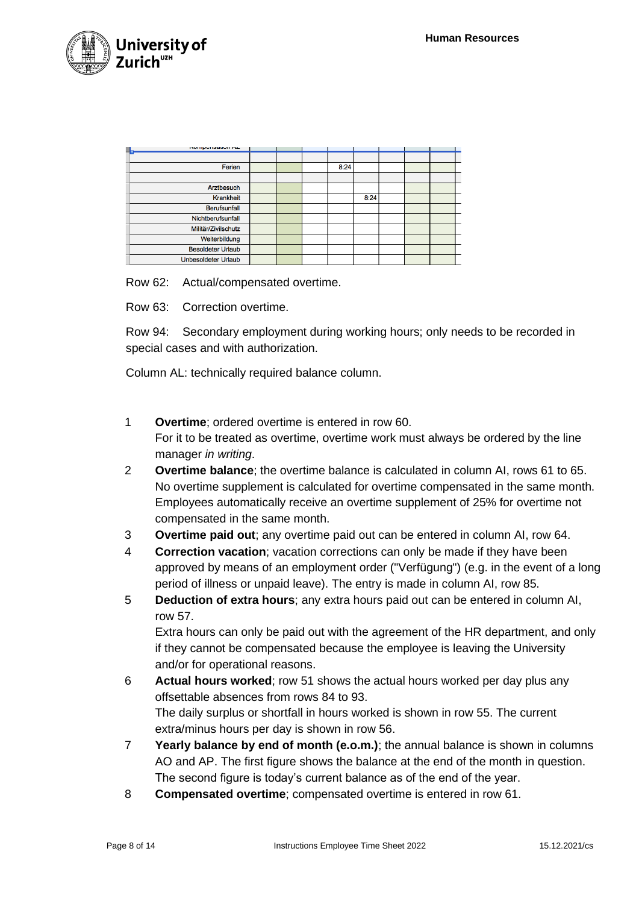| Kompensation AZ | | | | | | | | |
|---|---|---|---|---|---|---|---|---|
| | | | | | | | | |
| Ferien | | | | 8:24 | | | | |
| | | | | | | | | |
| Arztbesuch | | | | | | | | |
| Krankheit | | | | | 8:24 | | | |
| Berufsunfall | | | | | | | | |
| Nichtberufsunfall | | | | | | | | |
| Militär/Zivilschutz | | | | | | | | |
| Weiterbildung | | | | | | | | |
| Besoldeter Urlaub | | | | | | | | |
| Unbesoldeter Urlaub | | | | | | | | |

Row 62: Actual/compensated overtime.

Row 63: Correction overtime.

Row 94: Secondary employment during working hours; only needs to be recorded in special cases and with authorization.

Column AL: technically required balance column.

1. **Overtime**; ordered overtime is entered in row 60.
   For it to be treated as overtime, overtime work must always be ordered by the line manager *in writing*.
2. **Overtime balance**; the overtime balance is calculated in column AI, rows 61 to 65. No overtime supplement is calculated for overtime compensated in the same month. Employees automatically receive an overtime supplement of 25% for overtime not compensated in the same month.
3. **Overtime paid out**; any overtime paid out can be entered in column AI, row 64.
4. **Correction vacation**; vacation corrections can only be made if they have been approved by means of an employment order ("Verfügung") (e.g. in the event of a long period of illness or unpaid leave). The entry is made in column AI, row 85.
5. **Deduction of extra hours**; any extra hours paid out can be entered in column AI, row 57.
   Extra hours can only be paid out with the agreement of the HR department, and only if they cannot be compensated because the employee is leaving the University and/or for operational reasons.
6. **Actual hours worked**; row 51 shows the actual hours worked per day plus any offsettable absences from rows 84 to 93.
   The daily surplus or shortfall in hours worked is shown in row 55. The current extra/minus hours per day is shown in row 56.
7. **Yearly balance by end of month (e.o.m.)**; the annual balance is shown in columns AO and AP. The first figure shows the balance at the end of the month in question. The second figure is today's current balance as of the end of the year.
8. **Compensated overtime**; compensated overtime is entered in row 61.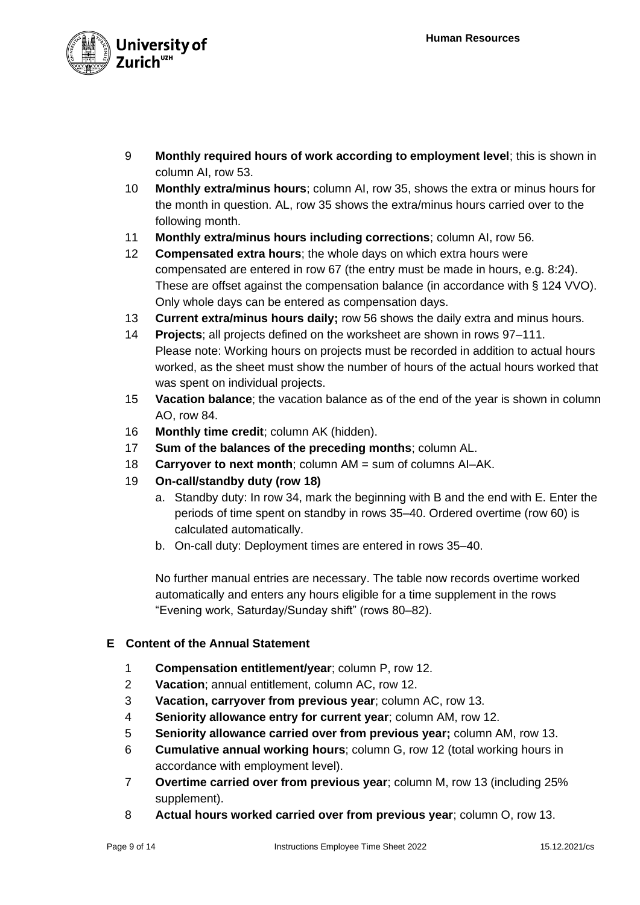9 **Monthly required hours of work according to employment level**; this is shown in column AI, row 53.

10 **Monthly extra/minus hours**; column AI, row 35, shows the extra or minus hours for the month in question. AL, row 35 shows the extra/minus hours carried over to the following month.

11 **Monthly extra/minus hours including corrections**; column AI, row 56.

12 **Compensated extra hours**; the whole days on which extra hours were compensated are entered in row 67 (the entry must be made in hours, e.g. 8:24). These are offset against the compensation balance (in accordance with § 124 VVO). Only whole days can be entered as compensation days.

13 **Current extra/minus hours daily;** row 56 shows the daily extra and minus hours.

14 **Projects**; all projects defined on the worksheet are shown in rows 97–111. Please note: Working hours on projects must be recorded in addition to actual hours worked, as the sheet must show the number of hours of the actual hours worked that was spent on individual projects.

15 **Vacation balance**; the vacation balance as of the end of the year is shown in column AO, row 84.

16 **Monthly time credit**; column AK (hidden).

17 **Sum of the balances of the preceding months**; column AL.

18 **Carryover to next month**; column AM = sum of columns AI–AK.

19 **On-call/standby duty (row 18)**

   a. Standby duty: In row 34, mark the beginning with B and the end with E. Enter the periods of time spent on standby in rows 35–40. Ordered overtime (row 60) is calculated automatically.

   b. On-call duty: Deployment times are entered in rows 35–40.

   No further manual entries are necessary. The table now records overtime worked automatically and enters any hours eligible for a time supplement in the rows "Evening work, Saturday/Sunday shift" (rows 80–82).

## E Content of the Annual Statement

1 **Compensation entitlement/year**; column P, row 12.

2 **Vacation**; annual entitlement, column AC, row 12.

3 **Vacation, carryover from previous year**; column AC, row 13.

4 **Seniority allowance entry for current year**; column AM, row 12.

5 **Seniority allowance carried over from previous year;** column AM, row 13.

6 **Cumulative annual working hours**; column G, row 12 (total working hours in accordance with employment level).

7 **Overtime carried over from previous year**; column M, row 13 (including 25% supplement).

8 **Actual hours worked carried over from previous year**; column O, row 13.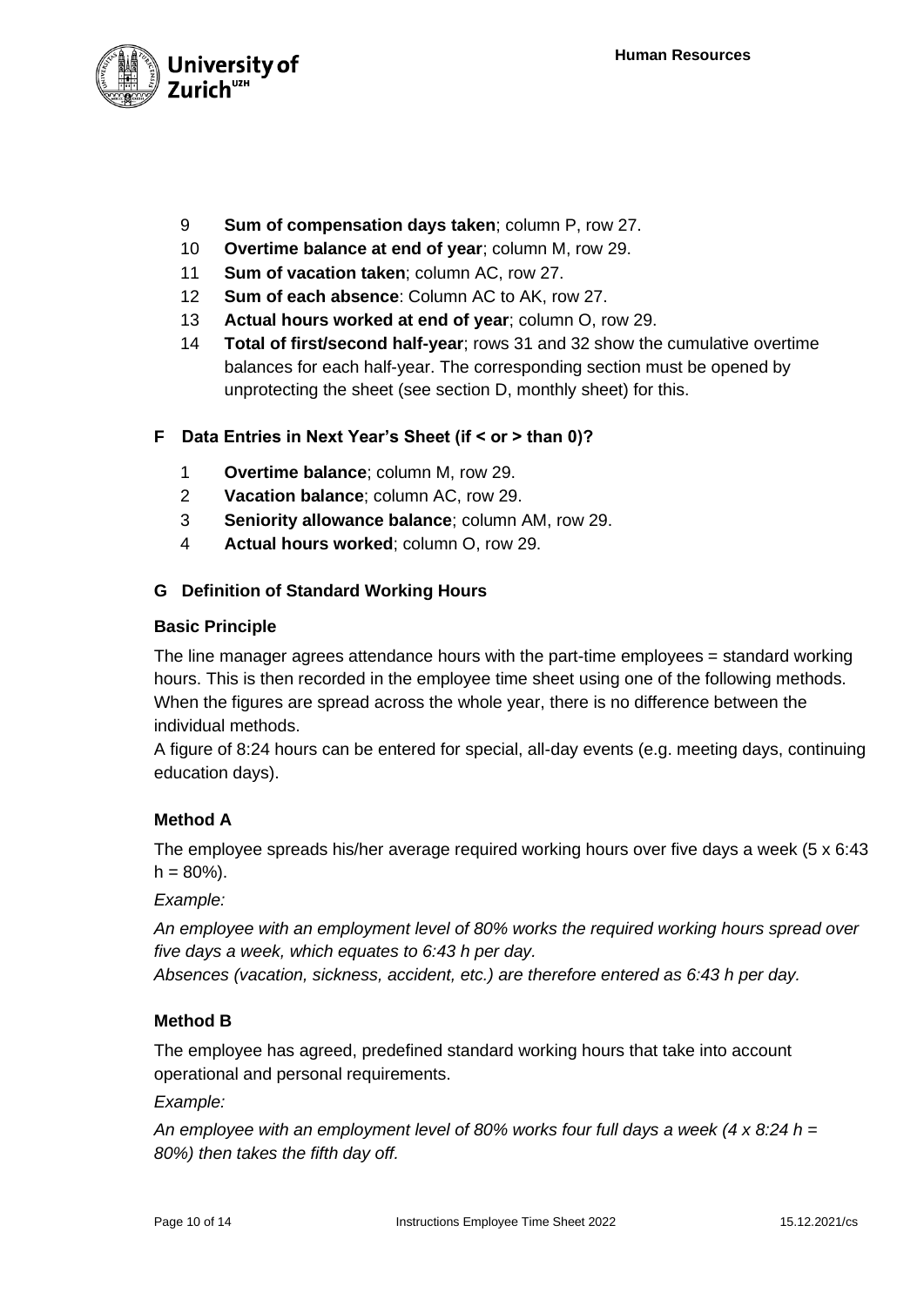9. **Sum of compensation days taken**; column P, row 27.
10. **Overtime balance at end of year**; column M, row 29.
11. **Sum of vacation taken**; column AC, row 27.
12. **Sum of each absence**: Column AC to AK, row 27.
13. **Actual hours worked at end of year**; column O, row 29.
14. **Total of first/second half-year**; rows 31 and 32 show the cumulative overtime balances for each half-year. The corresponding section must be opened by unprotecting the sheet (see section D, monthly sheet) for this.

## F Data Entries in Next Year's Sheet (if < or > than 0)?

1. **Overtime balance**; column M, row 29.
2. **Vacation balance**; column AC, row 29.
3. **Seniority allowance balance**; column AM, row 29.
4. **Actual hours worked**; column O, row 29.

## G Definition of Standard Working Hours

### Basic Principle

The line manager agrees attendance hours with the part-time employees = standard working hours. This is then recorded in the employee time sheet using one of the following methods. When the figures are spread across the whole year, there is no difference between the individual methods.
A figure of 8:24 hours can be entered for special, all-day events (e.g. meeting days, continuing education days).

### Method A

The employee spreads his/her average required working hours over five days a week (5 x 6:43 h = 80%).

*Example:*

*An employee with an employment level of 80% works the required working hours spread over five days a week, which equates to 6:43 h per day.*
*Absences (vacation, sickness, accident, etc.) are therefore entered as 6:43 h per day.*

### Method B

The employee has agreed, predefined standard working hours that take into account operational and personal requirements.

*Example:*

*An employee with an employment level of 80% works four full days a week (4 x 8:24 h = 80%) then takes the fifth day off.*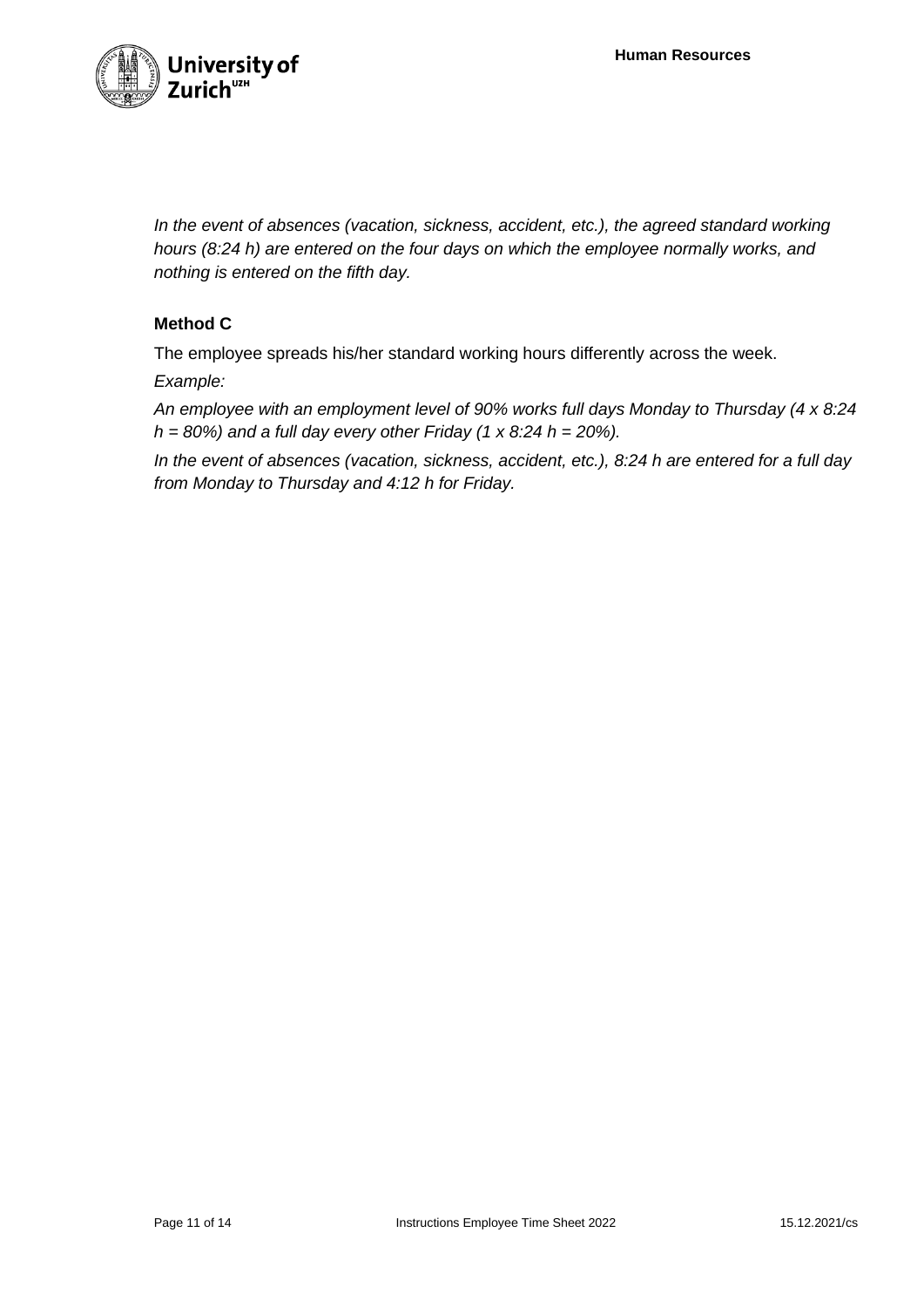*In the event of absences (vacation, sickness, accident, etc.), the agreed standard working hours (8:24 h) are entered on the four days on which the employee normally works, and nothing is entered on the fifth day.*

### Method C

The employee spreads his/her standard working hours differently across the week.

*Example:*

*An employee with an employment level of 90% works full days Monday to Thursday (4 x 8:24 h = 80%) and a full day every other Friday (1 x 8:24 h = 20%).*

*In the event of absences (vacation, sickness, accident, etc.), 8:24 h are entered for a full day from Monday to Thursday and 4:12 h for Friday.*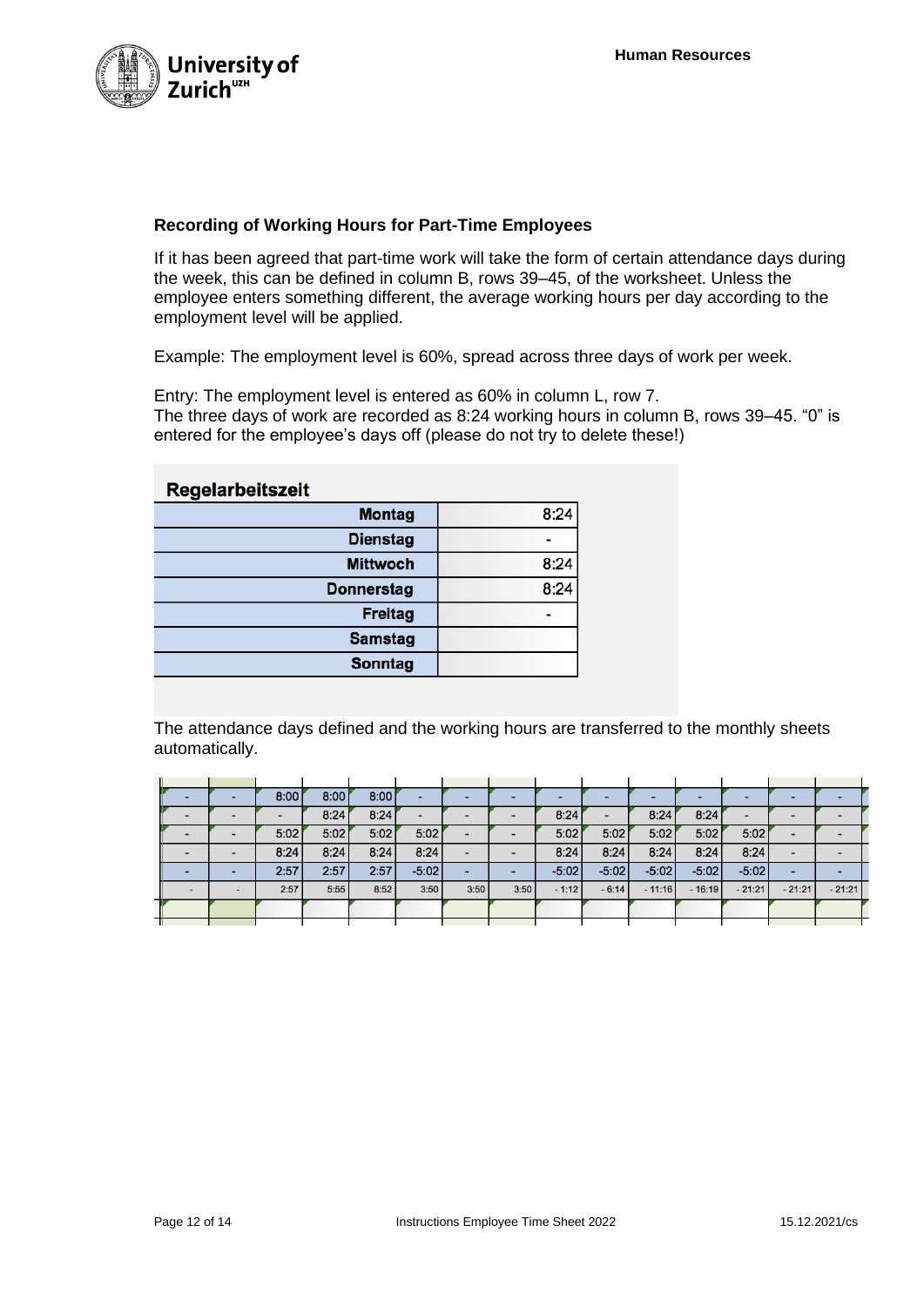**Recording of Working Hours for Part-Time Employees**

If it has been agreed that part-time work will take the form of certain attendance days during the week, this can be defined in column B, rows 39–45, of the worksheet. Unless the employee enters something different, the average working hours per day according to the employment level will be applied.

Example: The employment level is 60%, spread across three days of work per week.

Entry: The employment level is entered as 60% in column L, row 7.
The three days of work are recorded as 8:24 working hours in column B, rows 39–45. "0" is entered for the employee's days off (please do not try to delete these!)

**Regelarbeitszeit**

| | |
|---|---|
| **Montag** | 8:24 |
| **Dienstag** | - |
| **Mittwoch** | 8:24 |
| **Donnerstag** | 8:24 |
| **Freitag** | - |
| **Samstag** | |
| **Sonntag** | |

The attendance days defined and the working hours are transferred to the monthly sheets automatically.

| | | | | | | | | | | | | | | |
|---|---|---|---|---|---|---|---|---|---|---|---|---|---|---|
| - | - | 8:00 | 8:00 | 8:00 | - | - | - | - | - | - | - | - | - | - |
| - | - | - | 8:24 | 8:24 | - | - | - | 8:24 | - | 8:24 | 8:24 | - | - | - |
| - | - | 5:02 | 5:02 | 5:02 | 5:02 | - | - | 5:02 | 5:02 | 5:02 | 5:02 | 5:02 | - | - |
| - | - | 8:24 | 8:24 | 8:24 | 8:24 | - | - | 8:24 | 8:24 | 8:24 | 8:24 | 8:24 | - | - |
| - | - | 2:57 | 2:57 | 2:57 | -5:02 | - | - | -5:02 | -5:02 | -5:02 | -5:02 | -5:02 | - | - |
| - | - | 2:57 | 5:55 | 8:52 | 3:50 | 3:50 | 3:50 | - 1:12 | - 6:14 | - 11:16 | - 16:19 | - 21:21 | - 21:21 | - 21:21 |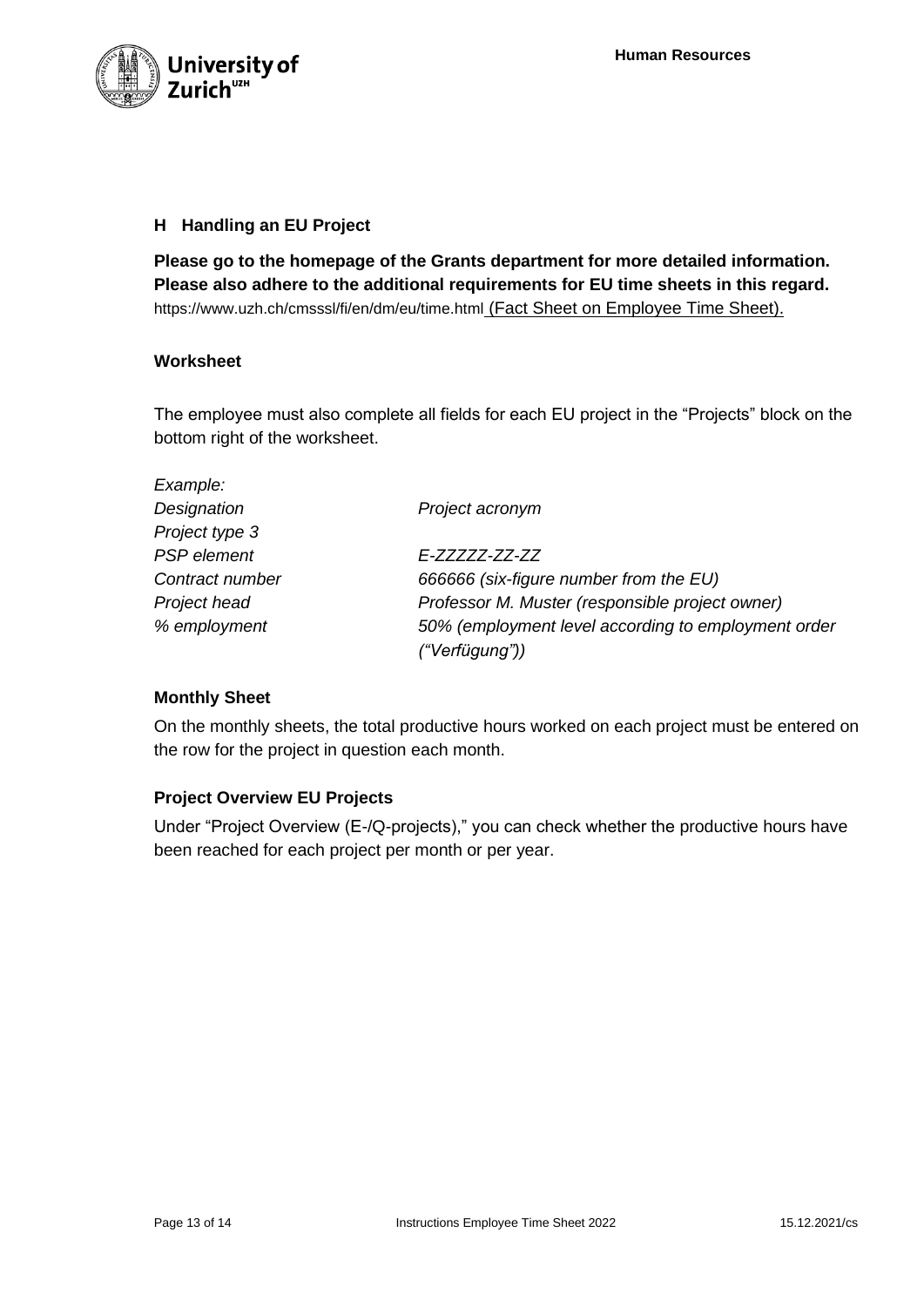## H Handling an EU Project

**Please go to the homepage of the Grants department for more detailed information. Please also adhere to the additional requirements for EU time sheets in this regard.**
https://www.uzh.ch/cmsssl/fi/en/dm/eu/time.html (Fact Sheet on Employee Time Sheet).

### Worksheet

The employee must also complete all fields for each EU project in the "Projects" block on the bottom right of the worksheet.

*Example:*

| | |
|---|---|
| *Designation* | *Project acronym* |
| *Project type 3* | |
| *PSP element* | *E-ZZZZZ-ZZ-ZZ* |
| *Contract number* | *666666 (six-figure number from the EU)* |
| *Project head* | *Professor M. Muster (responsible project owner)* |
| *% employment* | *50% (employment level according to employment order ("Verfügung"))* |

### Monthly Sheet

On the monthly sheets, the total productive hours worked on each project must be entered on the row for the project in question each month.

### Project Overview EU Projects

Under "Project Overview (E-/Q-projects)," you can check whether the productive hours have been reached for each project per month or per year.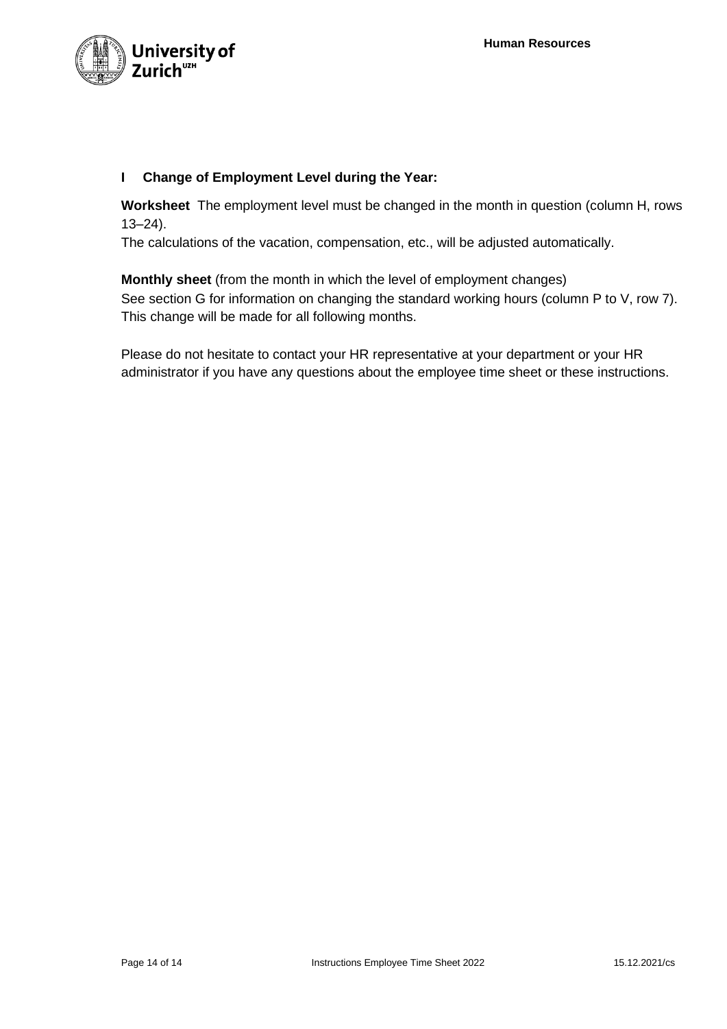## I Change of Employment Level during the Year:

**Worksheet** The employment level must be changed in the month in question (column H, rows 13–24).
The calculations of the vacation, compensation, etc., will be adjusted automatically.

**Monthly sheet** (from the month in which the level of employment changes)
See section G for information on changing the standard working hours (column P to V, row 7).
This change will be made for all following months.

Please do not hesitate to contact your HR representative at your department or your HR administrator if you have any questions about the employee time sheet or these instructions.